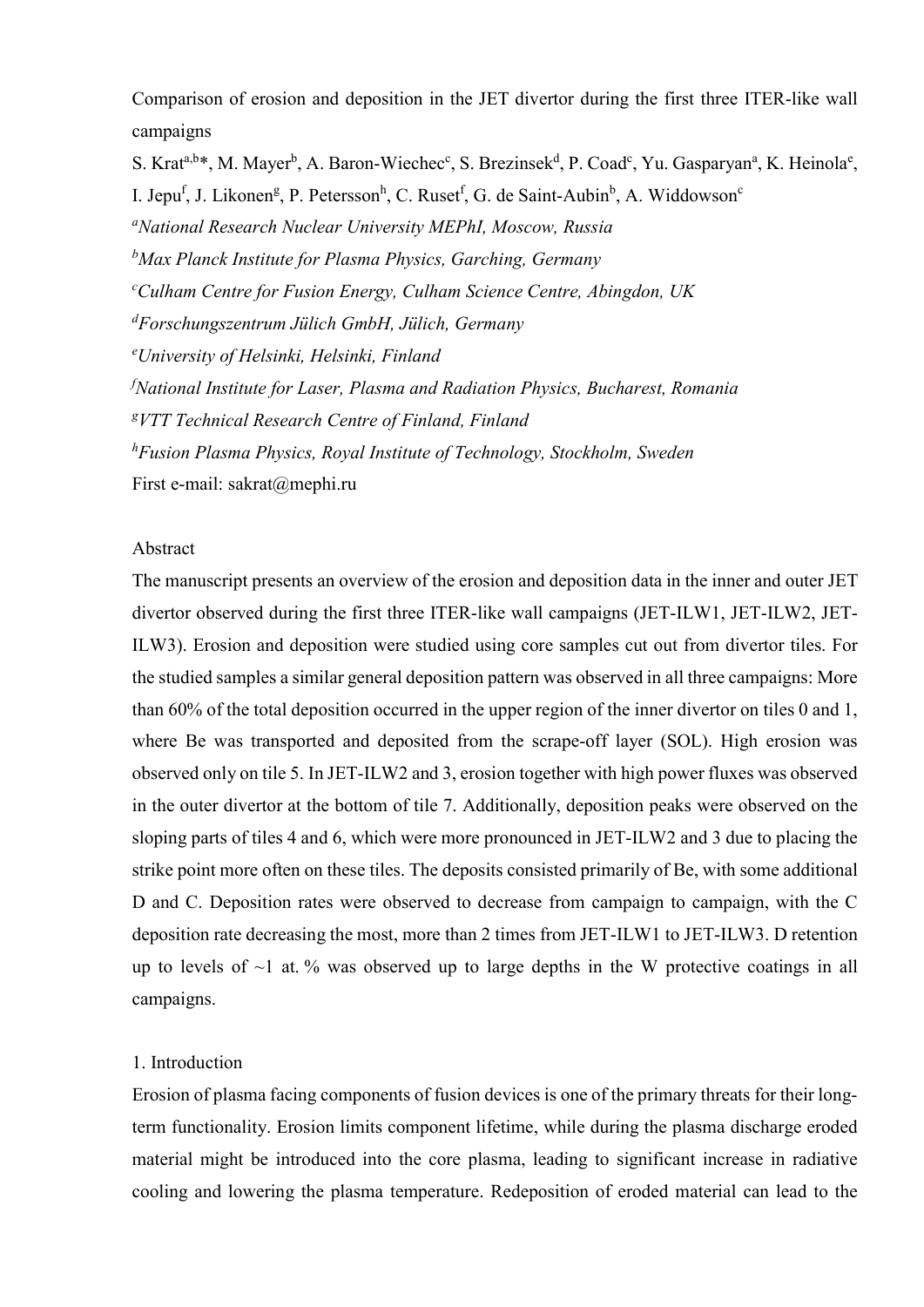Comparison of erosion and deposition in the JET divertor during the first three ITER-like wall campaigns

S. Krat[a,b]*, M. Mayer[b], A. Baron-Wiechec[c], S. Brezinsek[d], P. Coad[c], Yu. Gasparyan[a], K. Heinola[e], I. Jepu[f], J. Likonen[g], P. Petersson[h], C. Ruset[f], G. de Saint-Aubin[b], A. Widdowson[c]

[a]*National Research Nuclear University MEPhI, Moscow, Russia*

[b]*Max Planck Institute for Plasma Physics, Garching, Germany*

[c]*Culham Centre for Fusion Energy, Culham Science Centre, Abingdon, UK*

[d]*Forschungszentrum Jülich GmbH, Jülich, Germany*

[e]*University of Helsinki, Helsinki, Finland*

[f]*National Institute for Laser, Plasma and Radiation Physics, Bucharest, Romania*

[g]*VTT Technical Research Centre of Finland, Finland*

[h]*Fusion Plasma Physics, Royal Institute of Technology, Stockholm, Sweden*

First e-mail: sakrat@mephi.ru

## Abstract

The manuscript presents an overview of the erosion and deposition data in the inner and outer JET divertor observed during the first three ITER-like wall campaigns (JET-ILW1, JET-ILW2, JET-ILW3). Erosion and deposition were studied using core samples cut out from divertor tiles. For the studied samples a similar general deposition pattern was observed in all three campaigns: More than 60% of the total deposition occurred in the upper region of the inner divertor on tiles 0 and 1, where Be was transported and deposited from the scrape-off layer (SOL). High erosion was observed only on tile 5. In JET-ILW2 and 3, erosion together with high power fluxes was observed in the outer divertor at the bottom of tile 7. Additionally, deposition peaks were observed on the sloping parts of tiles 4 and 6, which were more pronounced in JET-ILW2 and 3 due to placing the strike point more often on these tiles. The deposits consisted primarily of Be, with some additional D and C. Deposition rates were observed to decrease from campaign to campaign, with the C deposition rate decreasing the most, more than 2 times from JET-ILW1 to JET-ILW3. D retention up to levels of ~1 at. % was observed up to large depths in the W protective coatings in all campaigns.

## 1. Introduction

Erosion of plasma facing components of fusion devices is one of the primary threats for their long-term functionality. Erosion limits component lifetime, while during the plasma discharge eroded material might be introduced into the core plasma, leading to significant increase in radiative cooling and lowering the plasma temperature. Redeposition of eroded material can lead to the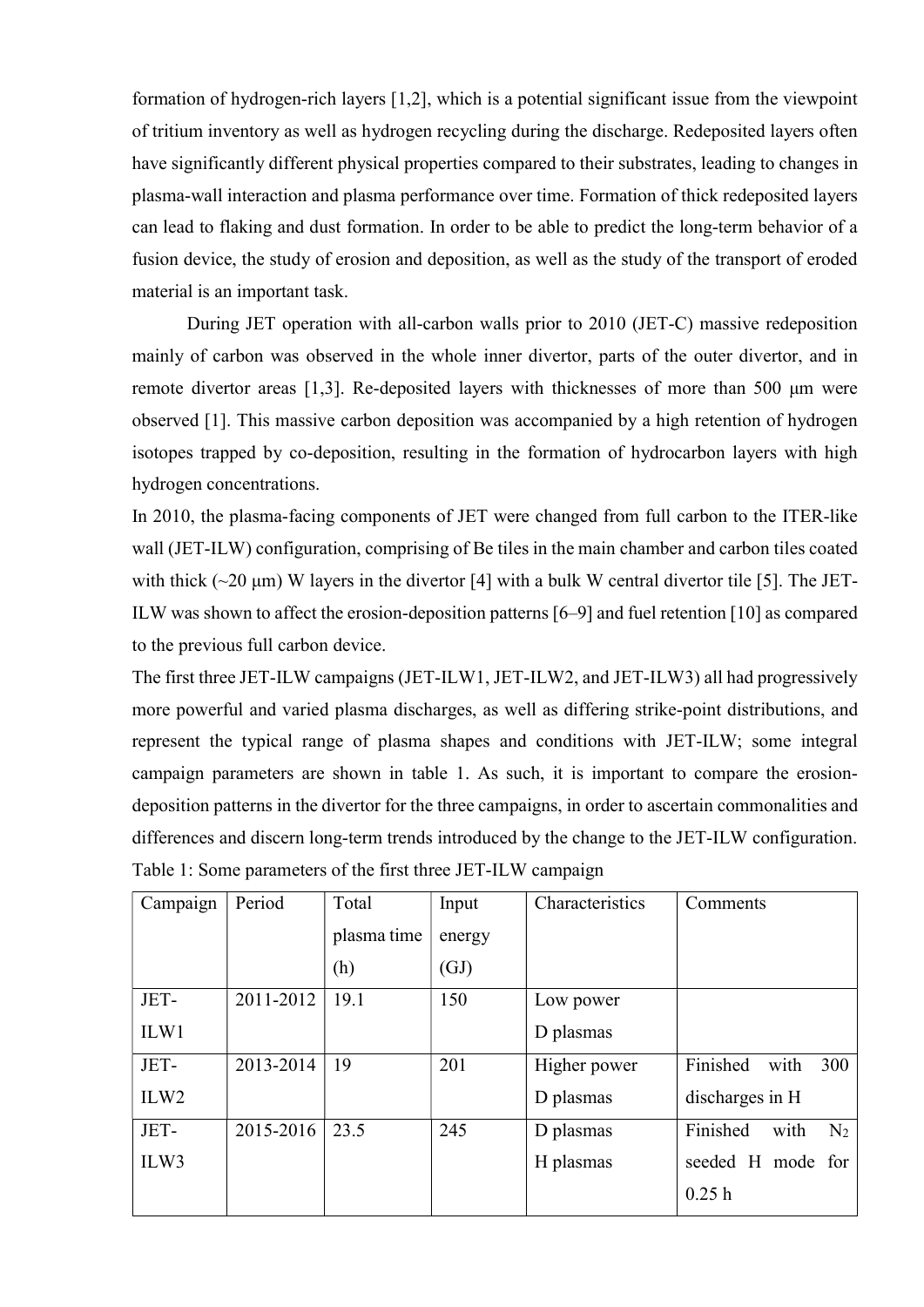formation of hydrogen-rich layers [1,2], which is a potential significant issue from the viewpoint of tritium inventory as well as hydrogen recycling during the discharge. Redeposited layers often have significantly different physical properties compared to their substrates, leading to changes in plasma-wall interaction and plasma performance over time. Formation of thick redeposited layers can lead to flaking and dust formation. In order to be able to predict the long-term behavior of a fusion device, the study of erosion and deposition, as well as the study of the transport of eroded material is an important task.

During JET operation with all-carbon walls prior to 2010 (JET-C) massive redeposition mainly of carbon was observed in the whole inner divertor, parts of the outer divertor, and in remote divertor areas [1,3]. Re-deposited layers with thicknesses of more than 500 µm were observed [1]. This massive carbon deposition was accompanied by a high retention of hydrogen isotopes trapped by co-deposition, resulting in the formation of hydrocarbon layers with high hydrogen concentrations.

In 2010, the plasma-facing components of JET were changed from full carbon to the ITER-like wall (JET-ILW) configuration, comprising of Be tiles in the main chamber and carbon tiles coated with thick (~20 µm) W layers in the divertor [4] with a bulk W central divertor tile [5]. The JET-ILW was shown to affect the erosion-deposition patterns [6–9] and fuel retention [10] as compared to the previous full carbon device.

The first three JET-ILW campaigns (JET-ILW1, JET-ILW2, and JET-ILW3) all had progressively more powerful and varied plasma discharges, as well as differing strike-point distributions, and represent the typical range of plasma shapes and conditions with JET-ILW; some integral campaign parameters are shown in table 1. As such, it is important to compare the erosion-deposition patterns in the divertor for the three campaigns, in order to ascertain commonalities and differences and discern long-term trends introduced by the change to the JET-ILW configuration.

Table 1: Some parameters of the first three JET-ILW campaign

| Campaign | Period | Total plasma time (h) | Input energy (GJ) | Characteristics | Comments |
|---|---|---|---|---|---|
| JET-ILW1 | 2011-2012 | 19.1 | 150 | Low power D plasmas | |
| JET-ILW2 | 2013-2014 | 19 | 201 | Higher power D plasmas | Finished with 300 discharges in H |
| JET-ILW3 | 2015-2016 | 23.5 | 245 | D plasmas H plasmas | Finished with $N_2$ seeded H mode for 0.25 h |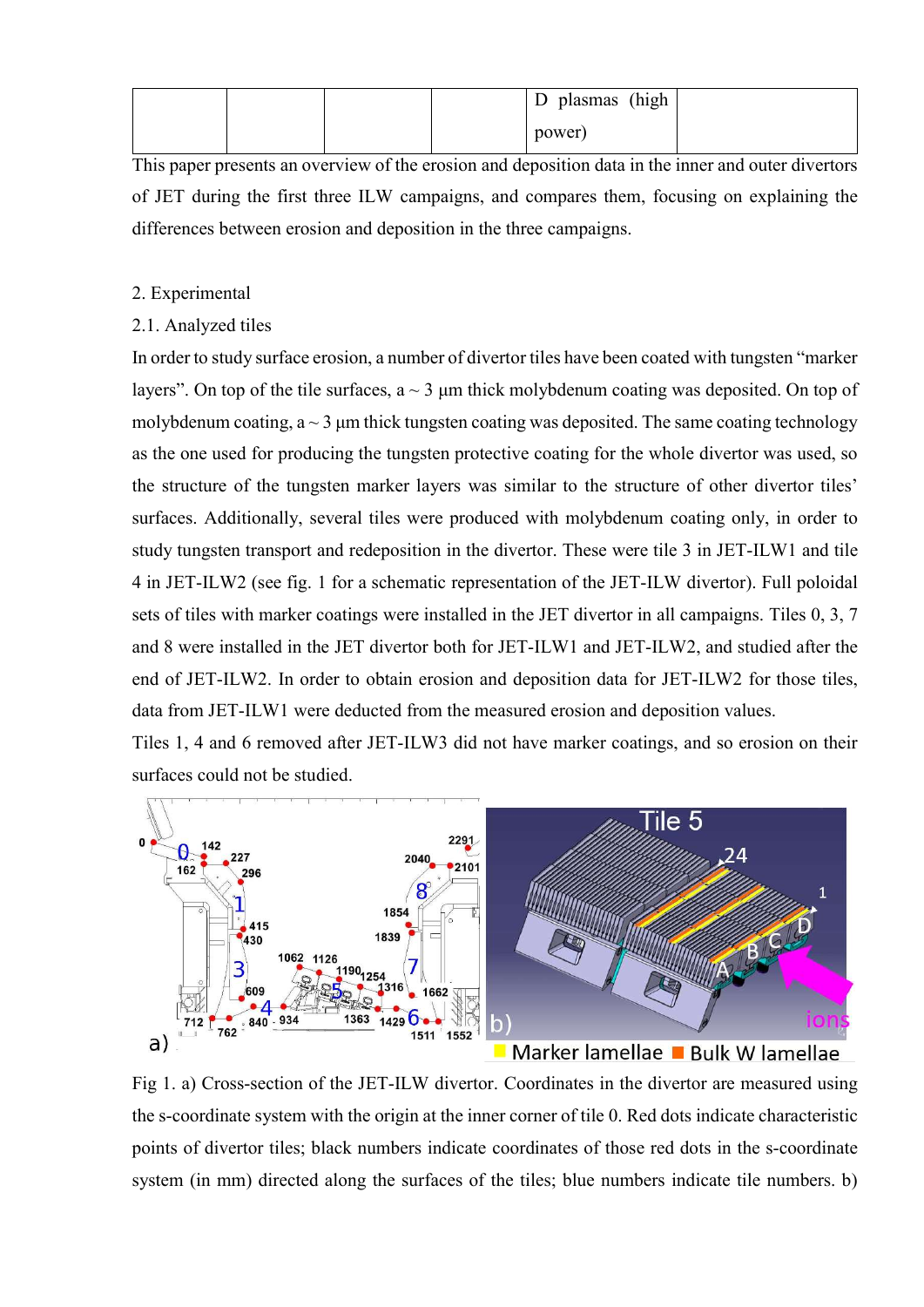|  |  |  |  | D plasmas (high power) |  |
|---|---|---|---|---|---|

This paper presents an overview of the erosion and deposition data in the inner and outer divertors of JET during the first three ILW campaigns, and compares them, focusing on explaining the differences between erosion and deposition in the three campaigns.

## 2. Experimental

### 2.1. Analyzed tiles

In order to study surface erosion, a number of divertor tiles have been coated with tungsten "marker layers". On top of the tile surfaces, a ~ 3 μm thick molybdenum coating was deposited. On top of molybdenum coating, a ~ 3 μm thick tungsten coating was deposited. The same coating technology as the one used for producing the tungsten protective coating for the whole divertor was used, so the structure of the tungsten marker layers was similar to the structure of other divertor tiles' surfaces. Additionally, several tiles were produced with molybdenum coating only, in order to study tungsten transport and redeposition in the divertor. These were tile 3 in JET-ILW1 and tile 4 in JET-ILW2 (see fig. 1 for a schematic representation of the JET-ILW divertor). Full poloidal sets of tiles with marker coatings were installed in the JET divertor in all campaigns. Tiles 0, 3, 7 and 8 were installed in the JET divertor both for JET-ILW1 and JET-ILW2, and studied after the end of JET-ILW2. In order to obtain erosion and deposition data for JET-ILW2 for those tiles, data from JET-ILW1 were deducted from the measured erosion and deposition values.

Tiles 1, 4 and 6 removed after JET-ILW3 did not have marker coatings, and so erosion on their surfaces could not be studied.

Fig 1. a) Cross-section of the JET-ILW divertor. Coordinates in the divertor are measured using the s-coordinate system with the origin at the inner corner of tile 0. Red dots indicate characteristic points of divertor tiles; black numbers indicate coordinates of those red dots in the s-coordinate system (in mm) directed along the surfaces of the tiles; blue numbers indicate tile numbers. b)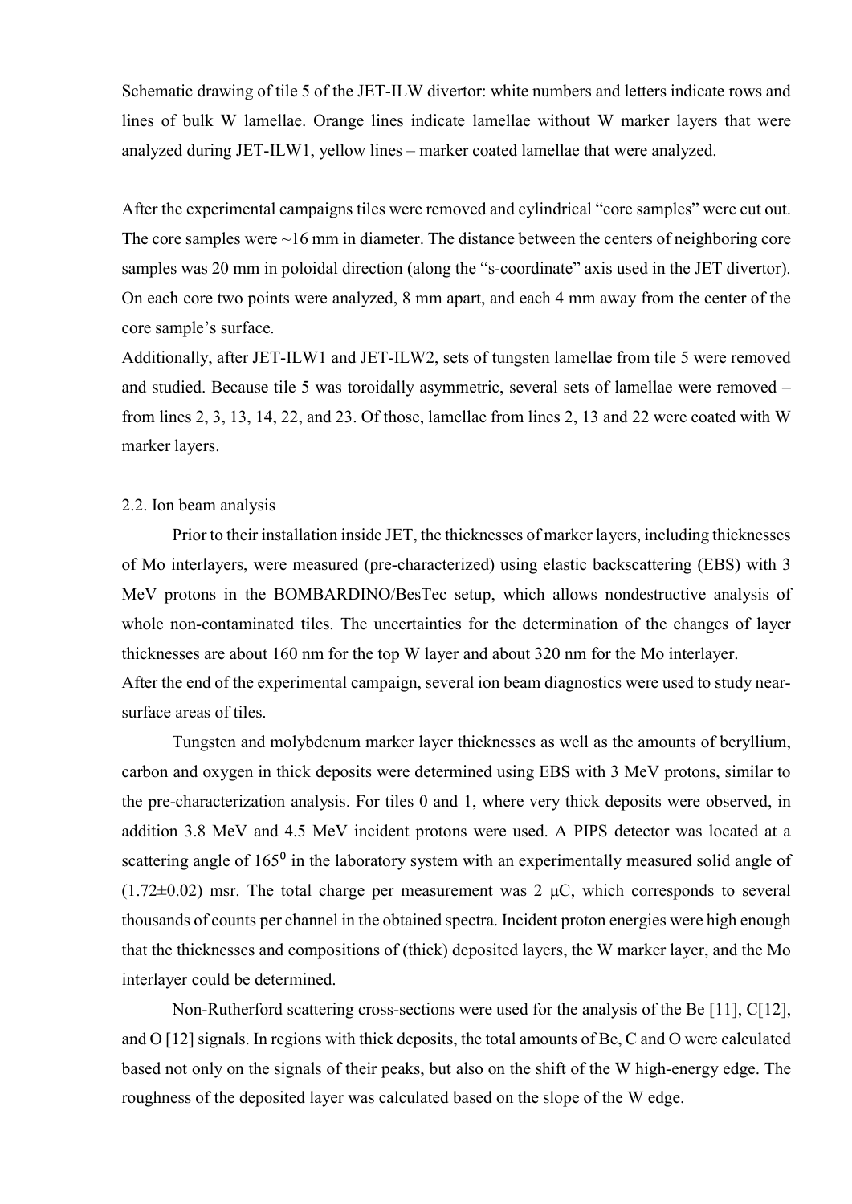Schematic drawing of tile 5 of the JET-ILW divertor: white numbers and letters indicate rows and lines of bulk W lamellae. Orange lines indicate lamellae without W marker layers that were analyzed during JET-ILW1, yellow lines – marker coated lamellae that were analyzed.

After the experimental campaigns tiles were removed and cylindrical "core samples" were cut out. The core samples were ~16 mm in diameter. The distance between the centers of neighboring core samples was 20 mm in poloidal direction (along the "s-coordinate" axis used in the JET divertor). On each core two points were analyzed, 8 mm apart, and each 4 mm away from the center of the core sample's surface.

Additionally, after JET-ILW1 and JET-ILW2, sets of tungsten lamellae from tile 5 were removed and studied. Because tile 5 was toroidally asymmetric, several sets of lamellae were removed – from lines 2, 3, 13, 14, 22, and 23. Of those, lamellae from lines 2, 13 and 22 were coated with W marker layers.

## 2.2. Ion beam analysis

Prior to their installation inside JET, the thicknesses of marker layers, including thicknesses of Mo interlayers, were measured (pre-characterized) using elastic backscattering (EBS) with 3 MeV protons in the BOMBARDINO/BesTec setup, which allows nondestructive analysis of whole non-contaminated tiles. The uncertainties for the determination of the changes of layer thicknesses are about 160 nm for the top W layer and about 320 nm for the Mo interlayer.

After the end of the experimental campaign, several ion beam diagnostics were used to study near-surface areas of tiles.

Tungsten and molybdenum marker layer thicknesses as well as the amounts of beryllium, carbon and oxygen in thick deposits were determined using EBS with 3 MeV protons, similar to the pre-characterization analysis. For tiles 0 and 1, where very thick deposits were observed, in addition 3.8 MeV and 4.5 MeV incident protons were used. A PIPS detector was located at a scattering angle of $165^0$ in the laboratory system with an experimentally measured solid angle of $(1.72 \pm 0.02)$ msr. The total charge per measurement was 2 μC, which corresponds to several thousands of counts per channel in the obtained spectra. Incident proton energies were high enough that the thicknesses and compositions of (thick) deposited layers, the W marker layer, and the Mo interlayer could be determined.

Non-Rutherford scattering cross-sections were used for the analysis of the Be [11], C[12], and O [12] signals. In regions with thick deposits, the total amounts of Be, C and O were calculated based not only on the signals of their peaks, but also on the shift of the W high-energy edge. The roughness of the deposited layer was calculated based on the slope of the W edge.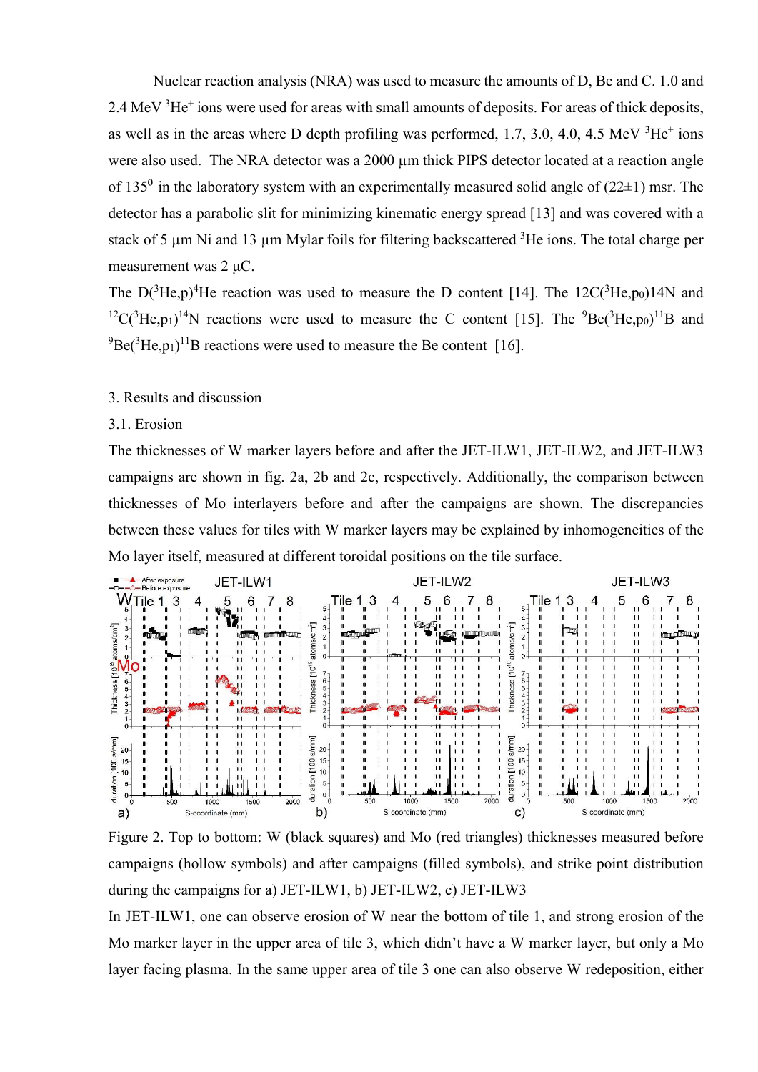Nuclear reaction analysis (NRA) was used to measure the amounts of D, Be and C. 1.0 and 2.4 MeV $^3He^+$ ions were used for areas with small amounts of deposits. For areas of thick deposits, as well as in the areas where D depth profiling was performed, 1.7, 3.0, 4.0, 4.5 MeV $^3He^+$ ions were also used. The NRA detector was a 2000 µm thick PIPS detector located at a reaction angle of $135^0$ in the laboratory system with an experimentally measured solid angle of (22±1) msr. The detector has a parabolic slit for minimizing kinematic energy spread [13] and was covered with a stack of 5 µm Ni and 13 µm Mylar foils for filtering backscattered $^3$He ions. The total charge per measurement was 2 µC.

The $D(^3He,p)^4He$ reaction was used to measure the D content [14]. The $12C(^3He,p_0)14N$ and $^{12}C(^3He,p_1)^{14}N$ reactions were used to measure the C content [15]. The $^9Be(^3He,p_0)^{11}B$ and $^9Be(^3He,p_1)^{11}B$ reactions were used to measure the Be content [16].

## 3. Results and discussion

### 3.1. Erosion

The thicknesses of W marker layers before and after the JET-ILW1, JET-ILW2, and JET-ILW3 campaigns are shown in fig. 2a, 2b and 2c, respectively. Additionally, the comparison between thicknesses of Mo interlayers before and after the campaigns are shown. The discrepancies between these values for tiles with W marker layers may be explained by inhomogeneities of the Mo layer itself, measured at different toroidal positions on the tile surface.

Figure 2. Top to bottom: W (black squares) and Mo (red triangles) thicknesses measured before campaigns (hollow symbols) and after campaigns (filled symbols), and strike point distribution during the campaigns for a) JET-ILW1, b) JET-ILW2, c) JET-ILW3

In JET-ILW1, one can observe erosion of W near the bottom of tile 1, and strong erosion of the Mo marker layer in the upper area of tile 3, which didn't have a W marker layer, but only a Mo layer facing plasma. In the same upper area of tile 3 one can also observe W redeposition, either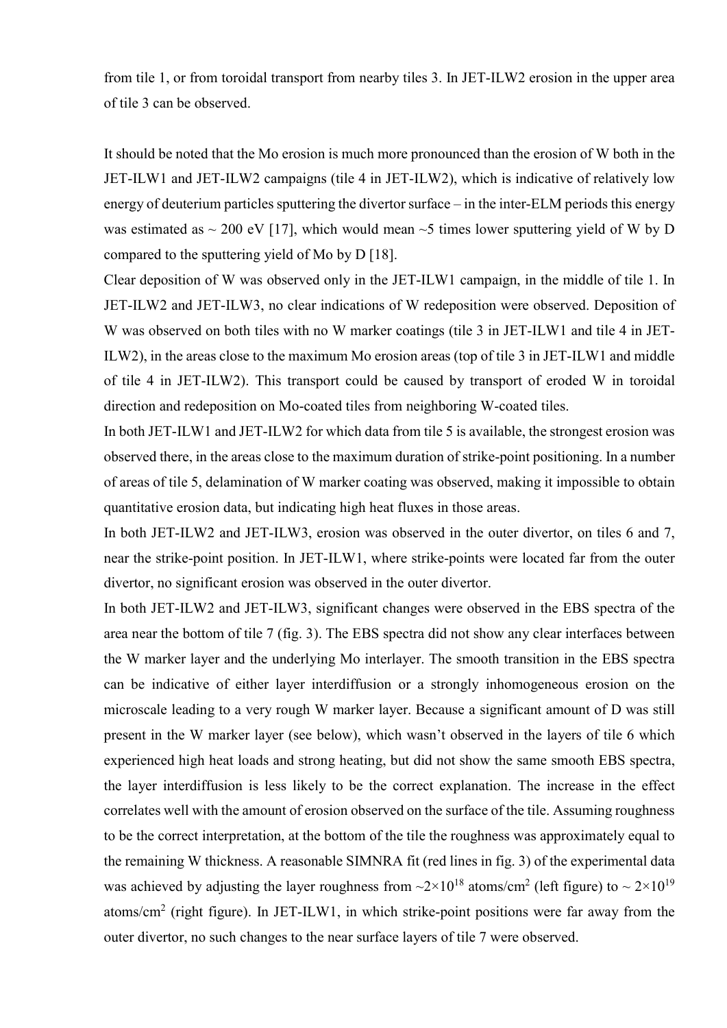from tile 1, or from toroidal transport from nearby tiles 3. In JET-ILW2 erosion in the upper area of tile 3 can be observed.

It should be noted that the Mo erosion is much more pronounced than the erosion of W both in the JET-ILW1 and JET-ILW2 campaigns (tile 4 in JET-ILW2), which is indicative of relatively low energy of deuterium particles sputtering the divertor surface – in the inter-ELM periods this energy was estimated as ~ 200 eV [17], which would mean ~5 times lower sputtering yield of W by D compared to the sputtering yield of Mo by D [18].

Clear deposition of W was observed only in the JET-ILW1 campaign, in the middle of tile 1. In JET-ILW2 and JET-ILW3, no clear indications of W redeposition were observed. Deposition of W was observed on both tiles with no W marker coatings (tile 3 in JET-ILW1 and tile 4 in JET-ILW2), in the areas close to the maximum Mo erosion areas (top of tile 3 in JET-ILW1 and middle of tile 4 in JET-ILW2). This transport could be caused by transport of eroded W in toroidal direction and redeposition on Mo-coated tiles from neighboring W-coated tiles.

In both JET-ILW1 and JET-ILW2 for which data from tile 5 is available, the strongest erosion was observed there, in the areas close to the maximum duration of strike-point positioning. In a number of areas of tile 5, delamination of W marker coating was observed, making it impossible to obtain quantitative erosion data, but indicating high heat fluxes in those areas.

In both JET-ILW2 and JET-ILW3, erosion was observed in the outer divertor, on tiles 6 and 7, near the strike-point position. In JET-ILW1, where strike-points were located far from the outer divertor, no significant erosion was observed in the outer divertor.

In both JET-ILW2 and JET-ILW3, significant changes were observed in the EBS spectra of the area near the bottom of tile 7 (fig. 3). The EBS spectra did not show any clear interfaces between the W marker layer and the underlying Mo interlayer. The smooth transition in the EBS spectra can be indicative of either layer interdiffusion or a strongly inhomogeneous erosion on the microscale leading to a very rough W marker layer. Because a significant amount of D was still present in the W marker layer (see below), which wasn't observed in the layers of tile 6 which experienced high heat loads and strong heating, but did not show the same smooth EBS spectra, the layer interdiffusion is less likely to be the correct explanation. The increase in the effect correlates well with the amount of erosion observed on the surface of the tile. Assuming roughness to be the correct interpretation, at the bottom of the tile the roughness was approximately equal to the remaining W thickness. A reasonable SIMNRA fit (red lines in fig. 3) of the experimental data was achieved by adjusting the layer roughness from $\sim 2\times10^{18}$ atoms/cm$^2$ (left figure) to $\sim 2\times10^{19}$ atoms/cm$^2$ (right figure). In JET-ILW1, in which strike-point positions were far away from the outer divertor, no such changes to the near surface layers of tile 7 were observed.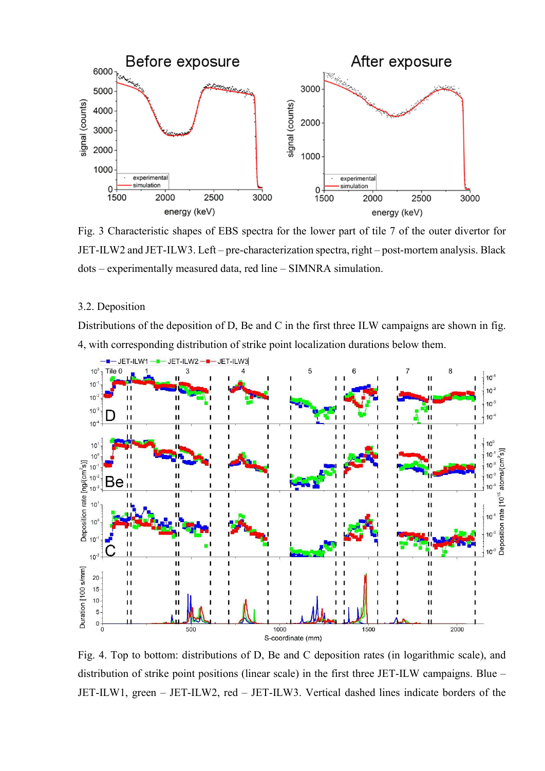Fig. 3 Characteristic shapes of EBS spectra for the lower part of tile 7 of the outer divertor for JET-ILW2 and JET-ILW3. Left – pre-characterization spectra, right – post-mortem analysis. Black dots – experimentally measured data, red line – SIMNRA simulation.

### 3.2. Deposition

Distributions of the deposition of D, Be and C in the first three ILW campaigns are shown in fig. 4, with corresponding distribution of strike point localization durations below them.

Fig. 4. Top to bottom: distributions of D, Be and C deposition rates (in logarithmic scale), and distribution of strike point positions (linear scale) in the first three JET-ILW campaigns. Blue – JET-ILW1, green – JET-ILW2, red – JET-ILW3. Vertical dashed lines indicate borders of the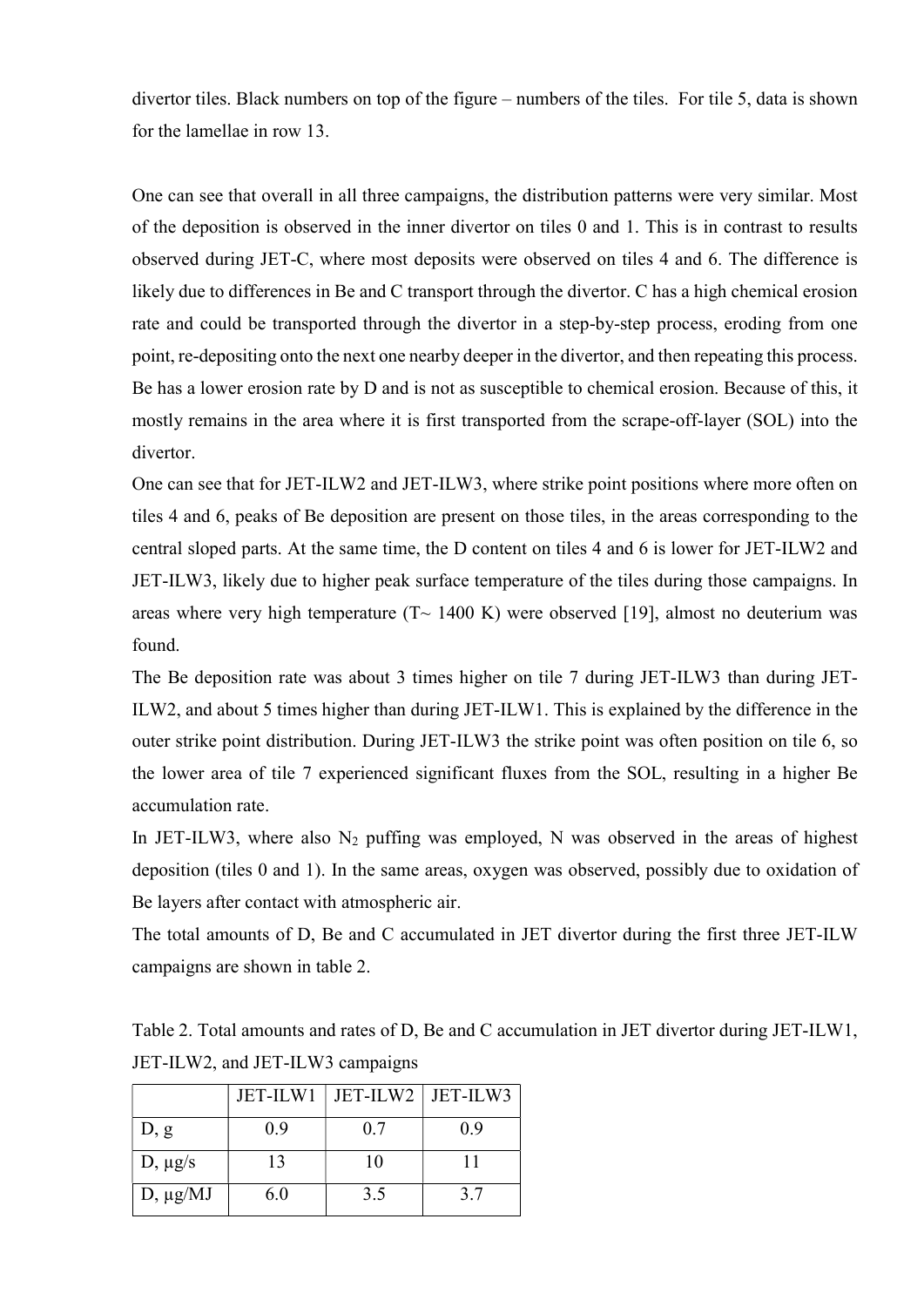divertor tiles. Black numbers on top of the figure – numbers of the tiles. For tile 5, data is shown for the lamellae in row 13.

One can see that overall in all three campaigns, the distribution patterns were very similar. Most of the deposition is observed in the inner divertor on tiles 0 and 1. This is in contrast to results observed during JET-C, where most deposits were observed on tiles 4 and 6. The difference is likely due to differences in Be and C transport through the divertor. C has a high chemical erosion rate and could be transported through the divertor in a step-by-step process, eroding from one point, re-depositing onto the next one nearby deeper in the divertor, and then repeating this process. Be has a lower erosion rate by D and is not as susceptible to chemical erosion. Because of this, it mostly remains in the area where it is first transported from the scrape-off-layer (SOL) into the divertor.

One can see that for JET-ILW2 and JET-ILW3, where strike point positions where more often on tiles 4 and 6, peaks of Be deposition are present on those tiles, in the areas corresponding to the central sloped parts. At the same time, the D content on tiles 4 and 6 is lower for JET-ILW2 and JET-ILW3, likely due to higher peak surface temperature of the tiles during those campaigns. In areas where very high temperature (T~ 1400 K) were observed [19], almost no deuterium was found.

The Be deposition rate was about 3 times higher on tile 7 during JET-ILW3 than during JET-ILW2, and about 5 times higher than during JET-ILW1. This is explained by the difference in the outer strike point distribution. During JET-ILW3 the strike point was often position on tile 6, so the lower area of tile 7 experienced significant fluxes from the SOL, resulting in a higher Be accumulation rate.

In JET-ILW3, where also $N_2$ puffing was employed, N was observed in the areas of highest deposition (tiles 0 and 1). In the same areas, oxygen was observed, possibly due to oxidation of Be layers after contact with atmospheric air.

The total amounts of D, Be and C accumulated in JET divertor during the first three JET-ILW campaigns are shown in table 2.

Table 2. Total amounts and rates of D, Be and C accumulation in JET divertor during JET-ILW1, JET-ILW2, and JET-ILW3 campaigns

| | JET-ILW1 | JET-ILW2 | JET-ILW3 |
|---|---|---|---|
| D, g | 0.9 | 0.7 | 0.9 |
| D, μg/s | 13 | 10 | 11 |
| D, μg/MJ | 6.0 | 3.5 | 3.7 |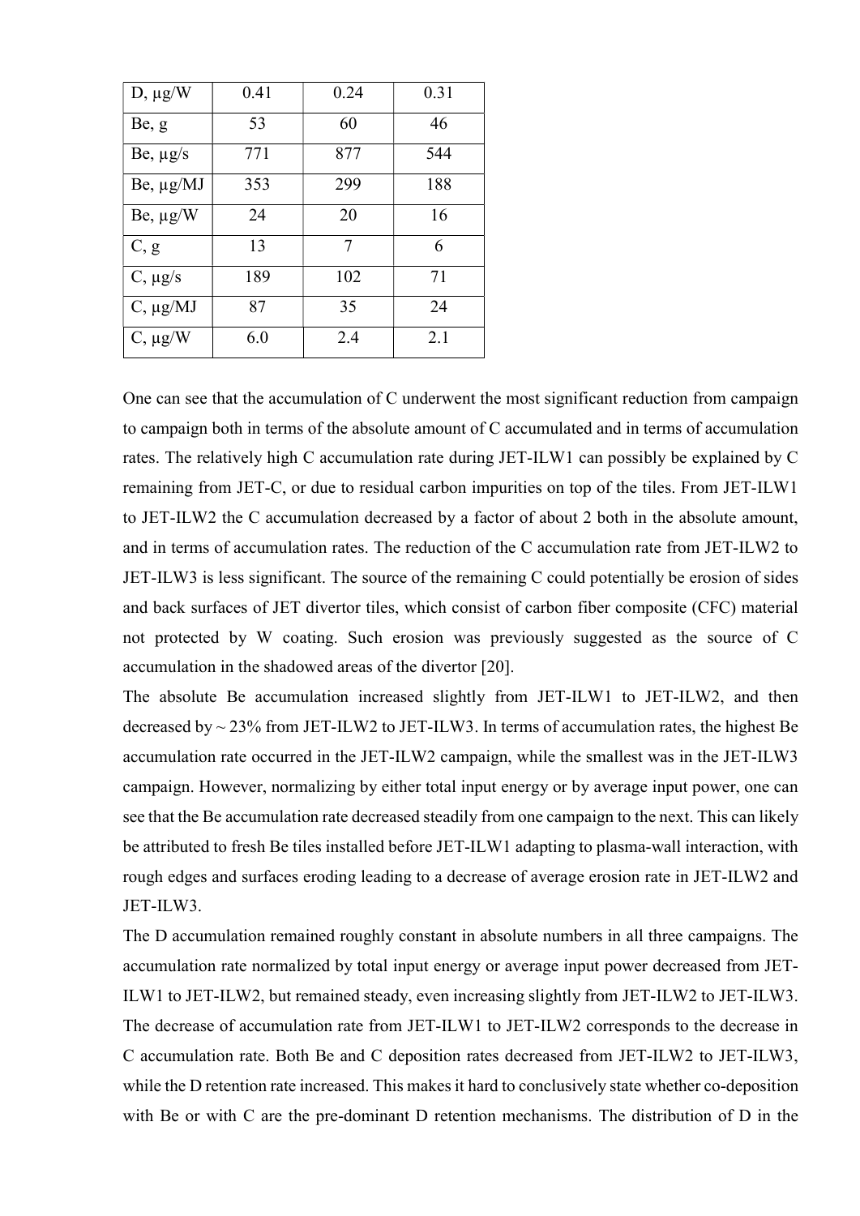| D, μg/W | 0.41 | 0.24 | 0.31 |
|---|---|---|---|
| Be, g | 53 | 60 | 46 |
| Be, μg/s | 771 | 877 | 544 |
| Be, μg/MJ | 353 | 299 | 188 |
| Be, μg/W | 24 | 20 | 16 |
| C, g | 13 | 7 | 6 |
| C, μg/s | 189 | 102 | 71 |
| C, μg/MJ | 87 | 35 | 24 |
| C, μg/W | 6.0 | 2.4 | 2.1 |

One can see that the accumulation of C underwent the most significant reduction from campaign to campaign both in terms of the absolute amount of C accumulated and in terms of accumulation rates. The relatively high C accumulation rate during JET-ILW1 can possibly be explained by C remaining from JET-C, or due to residual carbon impurities on top of the tiles. From JET-ILW1 to JET-ILW2 the C accumulation decreased by a factor of about 2 both in the absolute amount, and in terms of accumulation rates. The reduction of the C accumulation rate from JET-ILW2 to JET-ILW3 is less significant. The source of the remaining C could potentially be erosion of sides and back surfaces of JET divertor tiles, which consist of carbon fiber composite (CFC) material not protected by W coating. Such erosion was previously suggested as the source of C accumulation in the shadowed areas of the divertor [20].

The absolute Be accumulation increased slightly from JET-ILW1 to JET-ILW2, and then decreased by ~ 23% from JET-ILW2 to JET-ILW3. In terms of accumulation rates, the highest Be accumulation rate occurred in the JET-ILW2 campaign, while the smallest was in the JET-ILW3 campaign. However, normalizing by either total input energy or by average input power, one can see that the Be accumulation rate decreased steadily from one campaign to the next. This can likely be attributed to fresh Be tiles installed before JET-ILW1 adapting to plasma-wall interaction, with rough edges and surfaces eroding leading to a decrease of average erosion rate in JET-ILW2 and JET-ILW3.

The D accumulation remained roughly constant in absolute numbers in all three campaigns. The accumulation rate normalized by total input energy or average input power decreased from JET-ILW1 to JET-ILW2, but remained steady, even increasing slightly from JET-ILW2 to JET-ILW3. The decrease of accumulation rate from JET-ILW1 to JET-ILW2 corresponds to the decrease in C accumulation rate. Both Be and C deposition rates decreased from JET-ILW2 to JET-ILW3, while the D retention rate increased. This makes it hard to conclusively state whether co-deposition with Be or with C are the pre-dominant D retention mechanisms. The distribution of D in the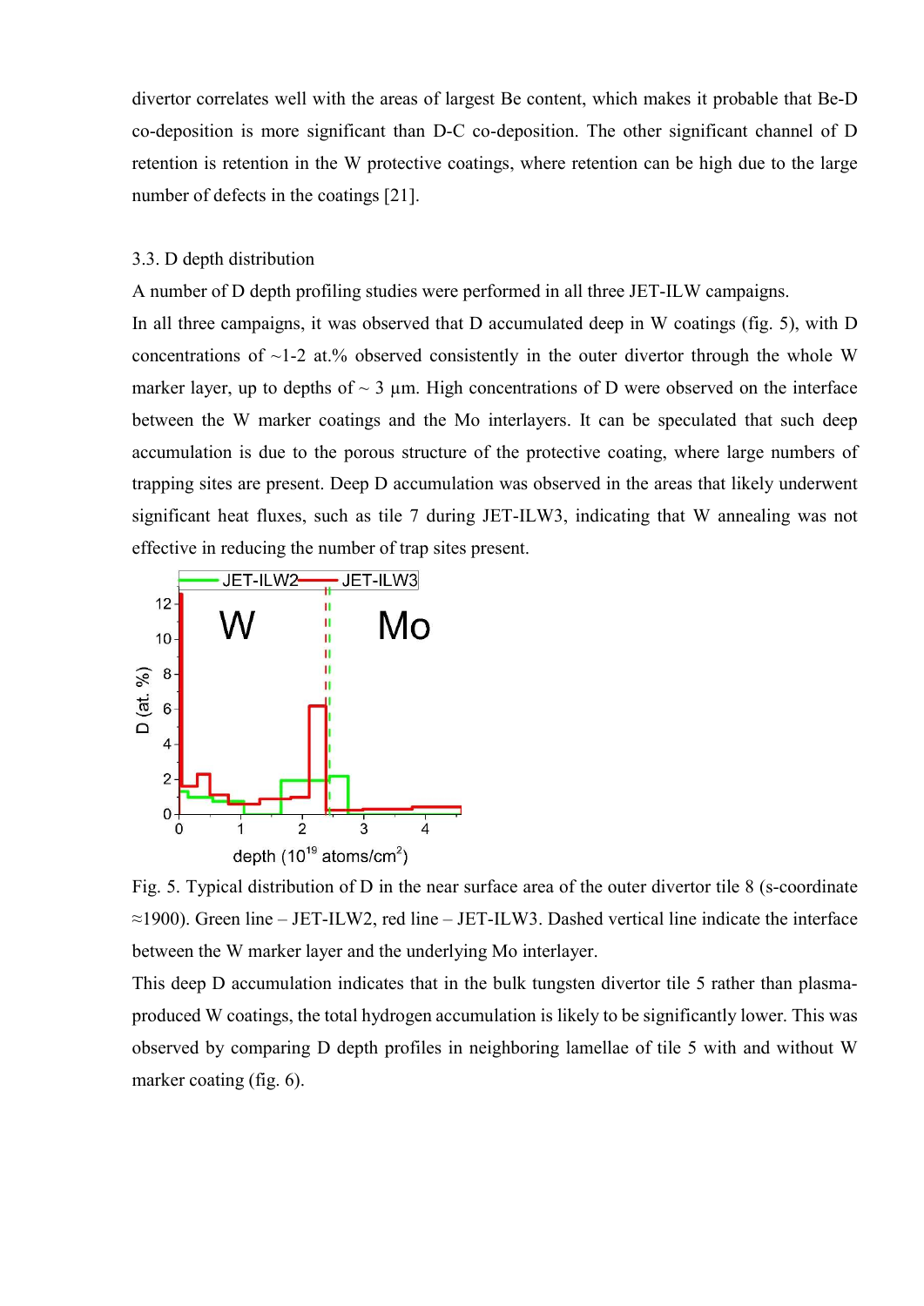divertor correlates well with the areas of largest Be content, which makes it probable that Be-D co-deposition is more significant than D-C co-deposition. The other significant channel of D retention is retention in the W protective coatings, where retention can be high due to the large number of defects in the coatings [21].

### 3.3. D depth distribution

A number of D depth profiling studies were performed in all three JET-ILW campaigns.

In all three campaigns, it was observed that D accumulated deep in W coatings (fig. 5), with D concentrations of ~1-2 at.% observed consistently in the outer divertor through the whole W marker layer, up to depths of ~ 3 μm. High concentrations of D were observed on the interface between the W marker coatings and the Mo interlayers. It can be speculated that such deep accumulation is due to the porous structure of the protective coating, where large numbers of trapping sites are present. Deep D accumulation was observed in the areas that likely underwent significant heat fluxes, such as tile 7 during JET-ILW3, indicating that W annealing was not effective in reducing the number of trap sites present.

Fig. 5. Typical distribution of D in the near surface area of the outer divertor tile 8 (s-coordinate ≈1900). Green line – JET-ILW2, red line – JET-ILW3. Dashed vertical line indicate the interface between the W marker layer and the underlying Mo interlayer.

This deep D accumulation indicates that in the bulk tungsten divertor tile 5 rather than plasma-produced W coatings, the total hydrogen accumulation is likely to be significantly lower. This was observed by comparing D depth profiles in neighboring lamellae of tile 5 with and without W marker coating (fig. 6).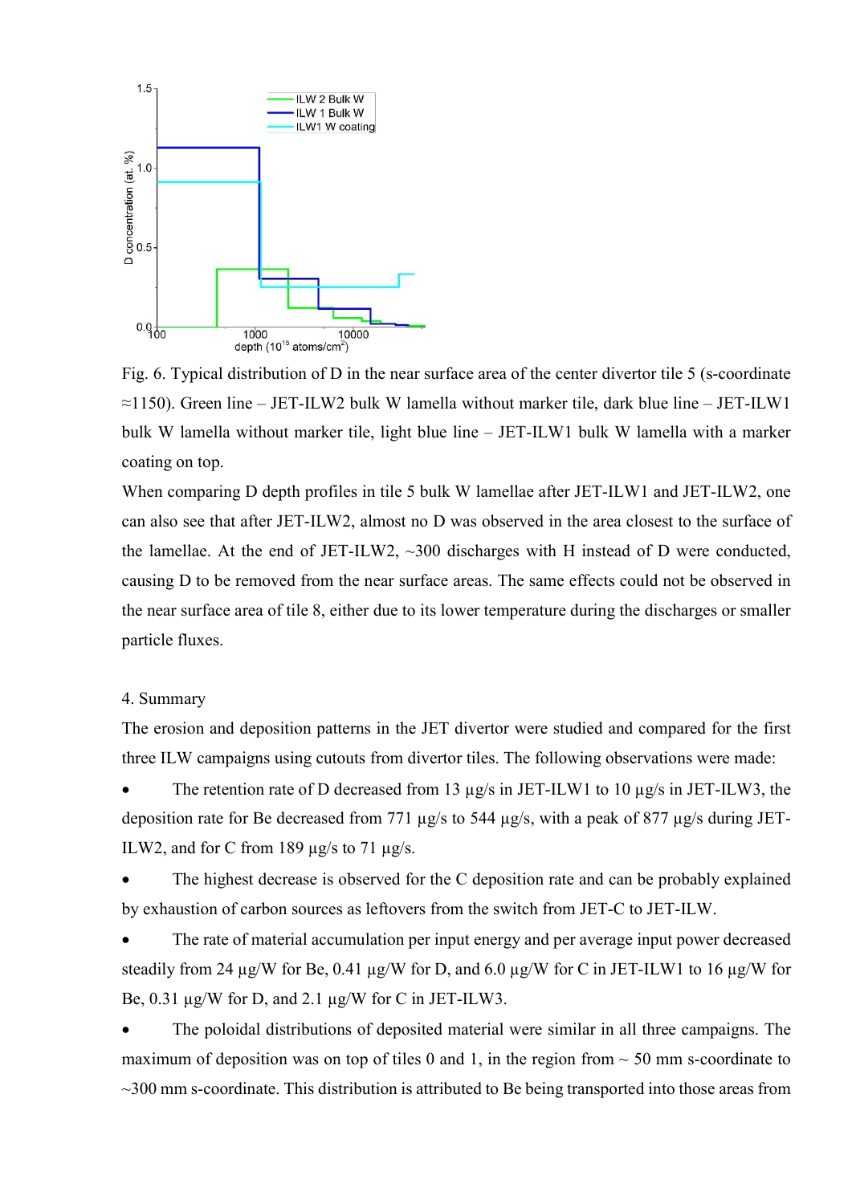Fig. 6. Typical distribution of D in the near surface area of the center divertor tile 5 (s-coordinate ≈1150). Green line – JET-ILW2 bulk W lamella without marker tile, dark blue line – JET-ILW1 bulk W lamella without marker tile, light blue line – JET-ILW1 bulk W lamella with a marker coating on top.

When comparing D depth profiles in tile 5 bulk W lamellae after JET-ILW1 and JET-ILW2, one can also see that after JET-ILW2, almost no D was observed in the area closest to the surface of the lamellae. At the end of JET-ILW2, ~300 discharges with H instead of D were conducted, causing D to be removed from the near surface areas. The same effects could not be observed in the near surface area of tile 8, either due to its lower temperature during the discharges or smaller particle fluxes.

## 4. Summary

The erosion and deposition patterns in the JET divertor were studied and compared for the first three ILW campaigns using cutouts from divertor tiles. The following observations were made:

- The retention rate of D decreased from 13 µg/s in JET-ILW1 to 10 µg/s in JET-ILW3, the deposition rate for Be decreased from 771 µg/s to 544 µg/s, with a peak of 877 µg/s during JET-ILW2, and for C from 189 µg/s to 71 µg/s.
- The highest decrease is observed for the C deposition rate and can be probably explained by exhaustion of carbon sources as leftovers from the switch from JET-C to JET-ILW.
- The rate of material accumulation per input energy and per average input power decreased steadily from 24 µg/W for Be, 0.41 µg/W for D, and 6.0 µg/W for C in JET-ILW1 to 16 µg/W for Be, 0.31 µg/W for D, and 2.1 µg/W for C in JET-ILW3.
- The poloidal distributions of deposited material were similar in all three campaigns. The maximum of deposition was on top of tiles 0 and 1, in the region from ~ 50 mm s-coordinate to ~300 mm s-coordinate. This distribution is attributed to Be being transported into those areas from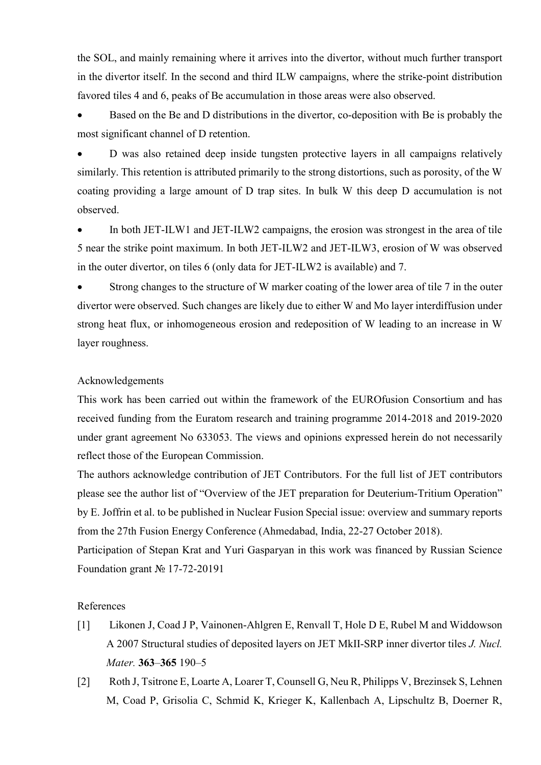the SOL, and mainly remaining where it arrives into the divertor, without much further transport in the divertor itself. In the second and third ILW campaigns, where the strike-point distribution favored tiles 4 and 6, peaks of Be accumulation in those areas were also observed.

- Based on the Be and D distributions in the divertor, co-deposition with Be is probably the most significant channel of D retention.
- D was also retained deep inside tungsten protective layers in all campaigns relatively similarly. This retention is attributed primarily to the strong distortions, such as porosity, of the W coating providing a large amount of D trap sites. In bulk W this deep D accumulation is not observed.
- In both JET-ILW1 and JET-ILW2 campaigns, the erosion was strongest in the area of tile 5 near the strike point maximum. In both JET-ILW2 and JET-ILW3, erosion of W was observed in the outer divertor, on tiles 6 (only data for JET-ILW2 is available) and 7.
- Strong changes to the structure of W marker coating of the lower area of tile 7 in the outer divertor were observed. Such changes are likely due to either W and Mo layer interdiffusion under strong heat flux, or inhomogeneous erosion and redeposition of W leading to an increase in W layer roughness.

## Acknowledgements

This work has been carried out within the framework of the EUROfusion Consortium and has received funding from the Euratom research and training programme 2014-2018 and 2019-2020 under grant agreement No 633053. The views and opinions expressed herein do not necessarily reflect those of the European Commission.

The authors acknowledge contribution of JET Contributors. For the full list of JET contributors please see the author list of "Overview of the JET preparation for Deuterium-Tritium Operation" by E. Joffrin et al. to be published in Nuclear Fusion Special issue: overview and summary reports from the 27th Fusion Energy Conference (Ahmedabad, India, 22-27 October 2018).

Participation of Stepan Krat and Yuri Gasparyan in this work was financed by Russian Science Foundation grant № 17-72-20191

## References

[1] Likonen J, Coad J P, Vainonen-Ahlgren E, Renvall T, Hole D E, Rubel M and Widdowson A 2007 Structural studies of deposited layers on JET MkII-SRP inner divertor tiles *J. Nucl. Mater.* **363**–**365** 190–5

[2] Roth J, Tsitrone E, Loarte A, Loarer T, Counsell G, Neu R, Philipps V, Brezinsek S, Lehnen M, Coad P, Grisolia C, Schmid K, Krieger K, Kallenbach A, Lipschultz B, Doerner R,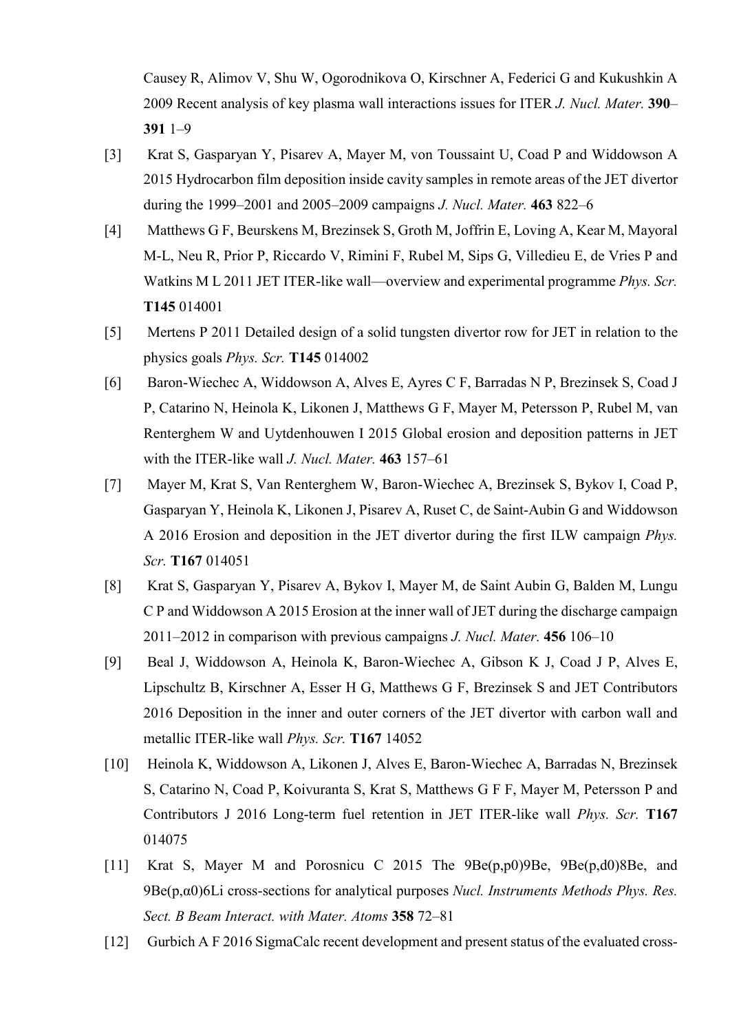Causey R, Alimov V, Shu W, Ogorodnikova O, Kirschner A, Federici G and Kukushkin A 2009 Recent analysis of key plasma wall interactions issues for ITER *J. Nucl. Mater.* **390–391** 1–9

[3] Krat S, Gasparyan Y, Pisarev A, Mayer M, von Toussaint U, Coad P and Widdowson A 2015 Hydrocarbon film deposition inside cavity samples in remote areas of the JET divertor during the 1999–2001 and 2005–2009 campaigns *J. Nucl. Mater.* **463** 822–6

[4] Matthews G F, Beurskens M, Brezinsek S, Groth M, Joffrin E, Loving A, Kear M, Mayoral M-L, Neu R, Prior P, Riccardo V, Rimini F, Rubel M, Sips G, Villedieu E, de Vries P and Watkins M L 2011 JET ITER-like wall—overview and experimental programme *Phys. Scr.* **T145** 014001

[5] Mertens P 2011 Detailed design of a solid tungsten divertor row for JET in relation to the physics goals *Phys. Scr.* **T145** 014002

[6] Baron-Wiechec A, Widdowson A, Alves E, Ayres C F, Barradas N P, Brezinsek S, Coad J P, Catarino N, Heinola K, Likonen J, Matthews G F, Mayer M, Petersson P, Rubel M, van Renterghem W and Uytdenhouwen I 2015 Global erosion and deposition patterns in JET with the ITER-like wall *J. Nucl. Mater.* **463** 157–61

[7] Mayer M, Krat S, Van Renterghem W, Baron-Wiechec A, Brezinsek S, Bykov I, Coad P, Gasparyan Y, Heinola K, Likonen J, Pisarev A, Ruset C, de Saint-Aubin G and Widdowson A 2016 Erosion and deposition in the JET divertor during the first ILW campaign *Phys. Scr.* **T167** 014051

[8] Krat S, Gasparyan Y, Pisarev A, Bykov I, Mayer M, de Saint Aubin G, Balden M, Lungu C P and Widdowson A 2015 Erosion at the inner wall of JET during the discharge campaign 2011–2012 in comparison with previous campaigns *J. Nucl. Mater.* **456** 106–10

[9] Beal J, Widdowson A, Heinola K, Baron-Wiechec A, Gibson K J, Coad J P, Alves E, Lipschultz B, Kirschner A, Esser H G, Matthews G F, Brezinsek S and JET Contributors 2016 Deposition in the inner and outer corners of the JET divertor with carbon wall and metallic ITER-like wall *Phys. Scr.* **T167** 14052

[10] Heinola K, Widdowson A, Likonen J, Alves E, Baron-Wiechec A, Barradas N, Brezinsek S, Catarino N, Coad P, Koivuranta S, Krat S, Matthews G F F, Mayer M, Petersson P and Contributors J 2016 Long-term fuel retention in JET ITER-like wall *Phys. Scr.* **T167** 014075

[11] Krat S, Mayer M and Porosnicu C 2015 The 9Be(p,p0)9Be, 9Be(p,d0)8Be, and 9Be(p,α0)6Li cross-sections for analytical purposes *Nucl. Instruments Methods Phys. Res. Sect. B Beam Interact. with Mater. Atoms* **358** 72–81

[12] Gurbich A F 2016 SigmaCalc recent development and present status of the evaluated cross-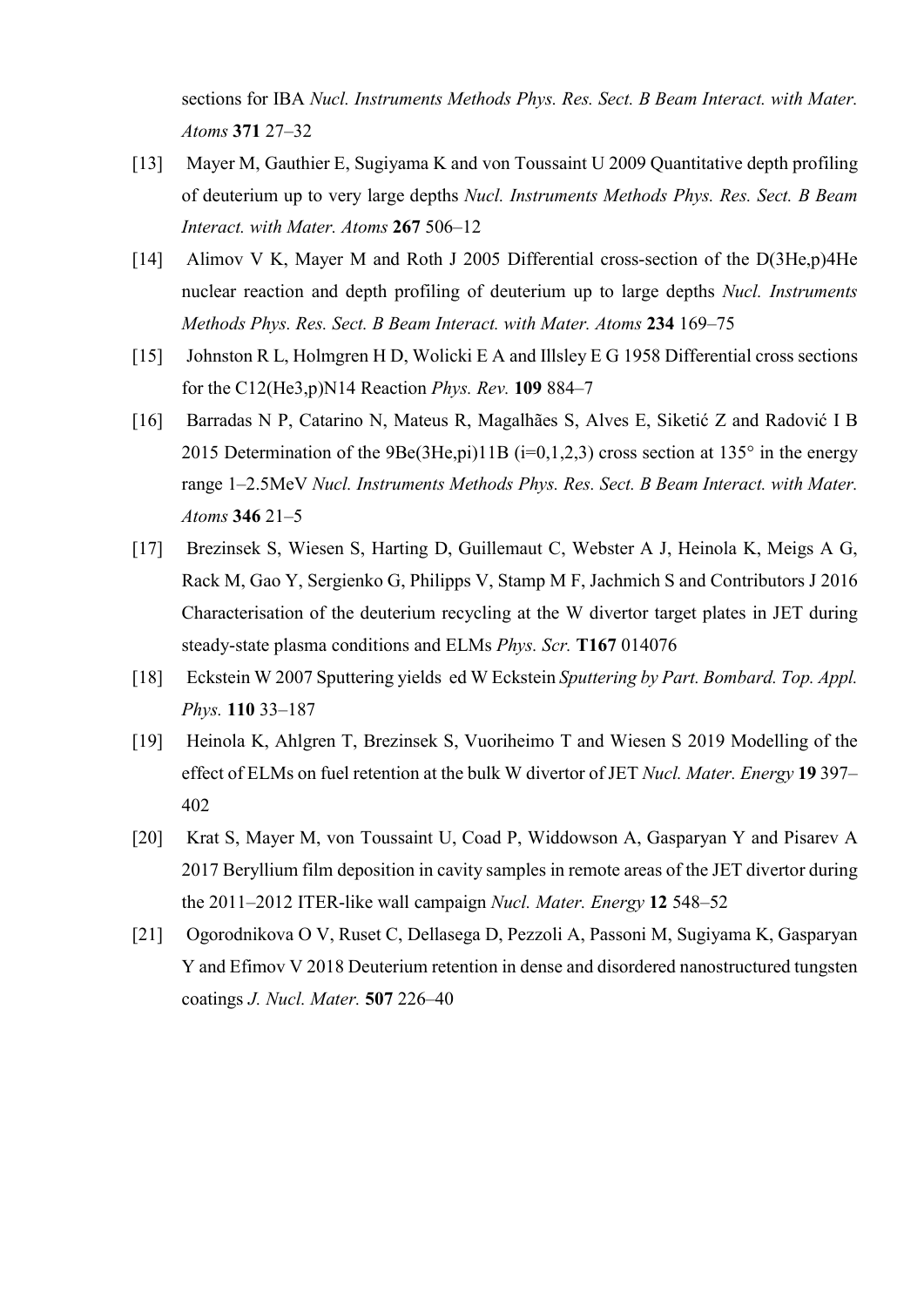sections for IBA *Nucl. Instruments Methods Phys. Res. Sect. B Beam Interact. with Mater. Atoms* **371** 27–32

[13] Mayer M, Gauthier E, Sugiyama K and von Toussaint U 2009 Quantitative depth profiling of deuterium up to very large depths *Nucl. Instruments Methods Phys. Res. Sect. B Beam Interact. with Mater. Atoms* **267** 506–12

[14] Alimov V K, Mayer M and Roth J 2005 Differential cross-section of the D(3He,p)4He nuclear reaction and depth profiling of deuterium up to large depths *Nucl. Instruments Methods Phys. Res. Sect. B Beam Interact. with Mater. Atoms* **234** 169–75

[15] Johnston R L, Holmgren H D, Wolicki E A and Illsley E G 1958 Differential cross sections for the C12(He3,p)N14 Reaction *Phys. Rev.* **109** 884–7

[16] Barradas N P, Catarino N, Mateus R, Magalhães S, Alves E, Siketić Z and Radović I B 2015 Determination of the 9Be(3He,pi)11B (i=0,1,2,3) cross section at 135° in the energy range 1–2.5MeV *Nucl. Instruments Methods Phys. Res. Sect. B Beam Interact. with Mater. Atoms* **346** 21–5

[17] Brezinsek S, Wiesen S, Harting D, Guillemaut C, Webster A J, Heinola K, Meigs A G, Rack M, Gao Y, Sergienko G, Philipps V, Stamp M F, Jachmich S and Contributors J 2016 Characterisation of the deuterium recycling at the W divertor target plates in JET during steady-state plasma conditions and ELMs *Phys. Scr.* **T167** 014076

[18] Eckstein W 2007 Sputtering yields ed W Eckstein *Sputtering by Part. Bombard. Top. Appl. Phys.* **110** 33–187

[19] Heinola K, Ahlgren T, Brezinsek S, Vuoriheimo T and Wiesen S 2019 Modelling of the effect of ELMs on fuel retention at the bulk W divertor of JET *Nucl. Mater. Energy* **19** 397–402

[20] Krat S, Mayer M, von Toussaint U, Coad P, Widdowson A, Gasparyan Y and Pisarev A 2017 Beryllium film deposition in cavity samples in remote areas of the JET divertor during the 2011–2012 ITER-like wall campaign *Nucl. Mater. Energy* **12** 548–52

[21] Ogorodnikova O V, Ruset C, Dellasega D, Pezzoli A, Passoni M, Sugiyama K, Gasparyan Y and Efimov V 2018 Deuterium retention in dense and disordered nanostructured tungsten coatings *J. Nucl. Mater.* **507** 226–40